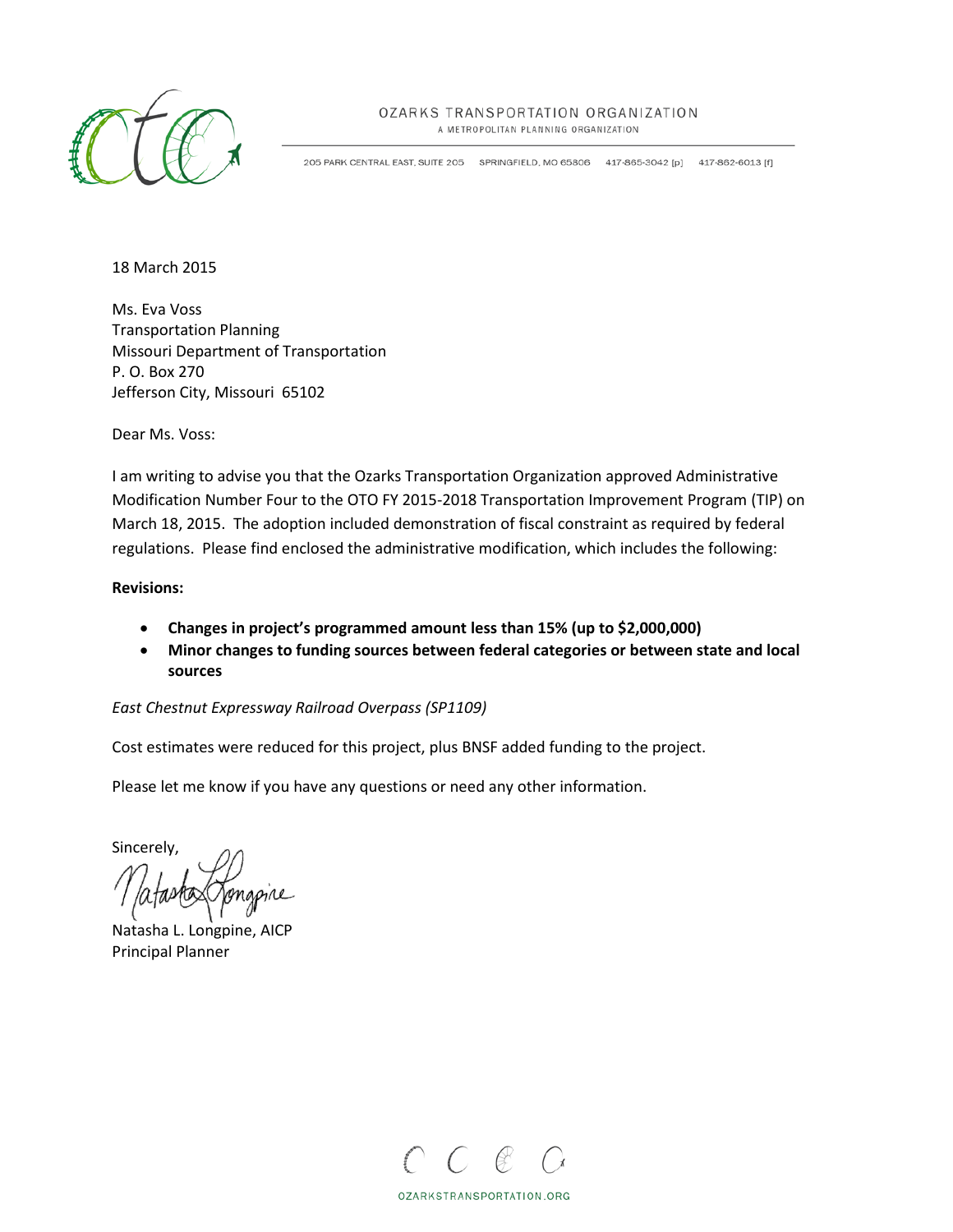OZARKS TRANSPORTATION ORGANIZATION
A METROPOLITAN PLANNING ORGANIZATION

205 PARK CENTRAL EAST, SUITE 205 SPRINGFIELD, MO 65806 417-865-3042 [p] 417-862-6013 [f]

18 March 2015

Ms. Eva Voss
Transportation Planning
Missouri Department of Transportation
P. O. Box 270
Jefferson City, Missouri 65102

Dear Ms. Voss:

I am writing to advise you that the Ozarks Transportation Organization approved Administrative Modification Number Four to the OTO FY 2015-2018 Transportation Improvement Program (TIP) on March 18, 2015. The adoption included demonstration of fiscal constraint as required by federal regulations. Please find enclosed the administrative modification, which includes the following:

**Revisions:**

- **Changes in project's programmed amount less than 15% (up to $2,000,000)**
- **Minor changes to funding sources between federal categories or between state and local sources**

*East Chestnut Expressway Railroad Overpass (SP1109)*

Cost estimates were reduced for this project, plus BNSF added funding to the project.

Please let me know if you have any questions or need any other information.

Sincerely,

Natasha L. Longpine, AICP
Principal Planner

OZARKSTRANSPORTATION.ORG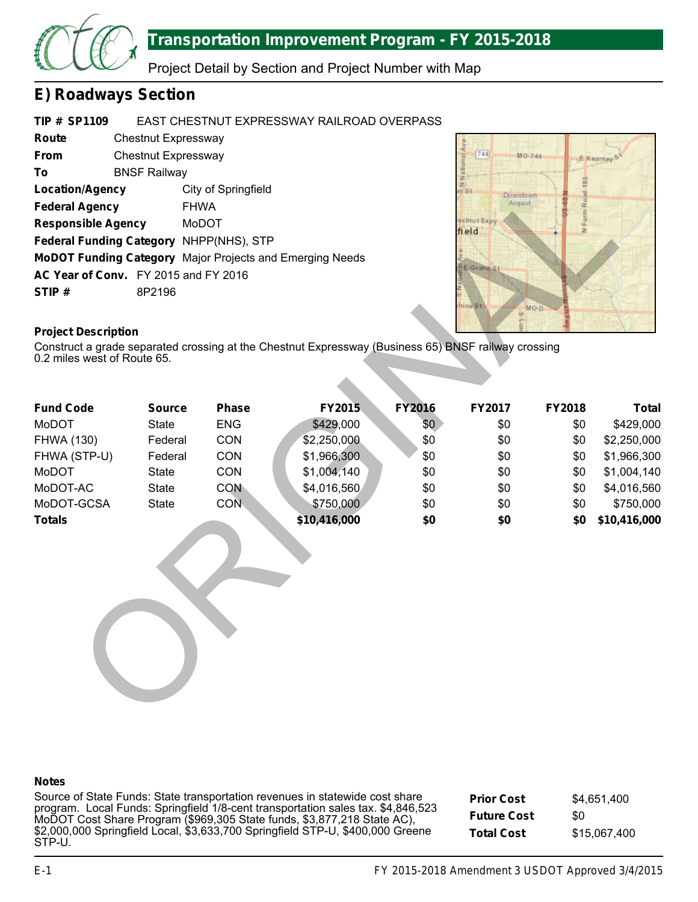# Transportation Improvement Program - FY 2015-2018

Project Detail by Section and Project Number with Map

## E) Roadways Section

**TIP # SP1109** EAST CHESTNUT EXPRESSWAY RAILROAD OVERPASS

**Route** Chestnut Expressway

**From** Chestnut Expressway

**To** BNSF Railway

**Location/Agency** City of Springfield

**Federal Agency** FHWA

**Responsible Agency** MoDOT

**Federal Funding Category** NHPP(NHS), STP

**MoDOT Funding Category** Major Projects and Emerging Needs

**AC Year of Conv.** FY 2015 and FY 2016

**STIP #** 8P2196

**Project Description**

Construct a grade separated crossing at the Chestnut Expressway (Business 65) BNSF railway crossing 0.2 miles west of Route 65.

| Fund Code | Source | Phase | FY2015 | FY2016 | FY2017 | FY2018 | Total |
|---|---|---|---|---|---|---|---|
| MoDOT | State | ENG | $429,000 | $0 | $0 | $0 | $429,000 |
| FHWA (130) | Federal | CON | $2,250,000 | $0 | $0 | $0 | $2,250,000 |
| FHWA (STP-U) | Federal | CON | $1,966,300 | $0 | $0 | $0 | $1,966,300 |
| MoDOT | State | CON | $1,004,140 | $0 | $0 | $0 | $1,004,140 |
| MoDOT-AC | State | CON | $4,016,560 | $0 | $0 | $0 | $4,016,560 |
| MoDOT-GCSA | State | CON | $750,000 | $0 | $0 | $0 | $750,000 |
| **Totals** | | | **$10,416,000** | **$0** | **$0** | **$0** | **$10,416,000** |

**Notes**

Source of State Funds: State transportation revenues in statewide cost share program. Local Funds: Springfield 1/8-cent transportation sales tax. $4,846,523 MoDOT Cost Share Program ($969,305 State funds, $3,877,218 State AC), $2,000,000 Springfield Local, $3,633,700 Springfield STP-U, $400,000 Greene STP-U.

| | |
|---|---|
| **Prior Cost** | $4,651,400 |
| **Future Cost** | $0 |
| **Total Cost** | $15,067,400 |

FY 2015-2018 Amendment 3 USDOT Approved 3/4/2015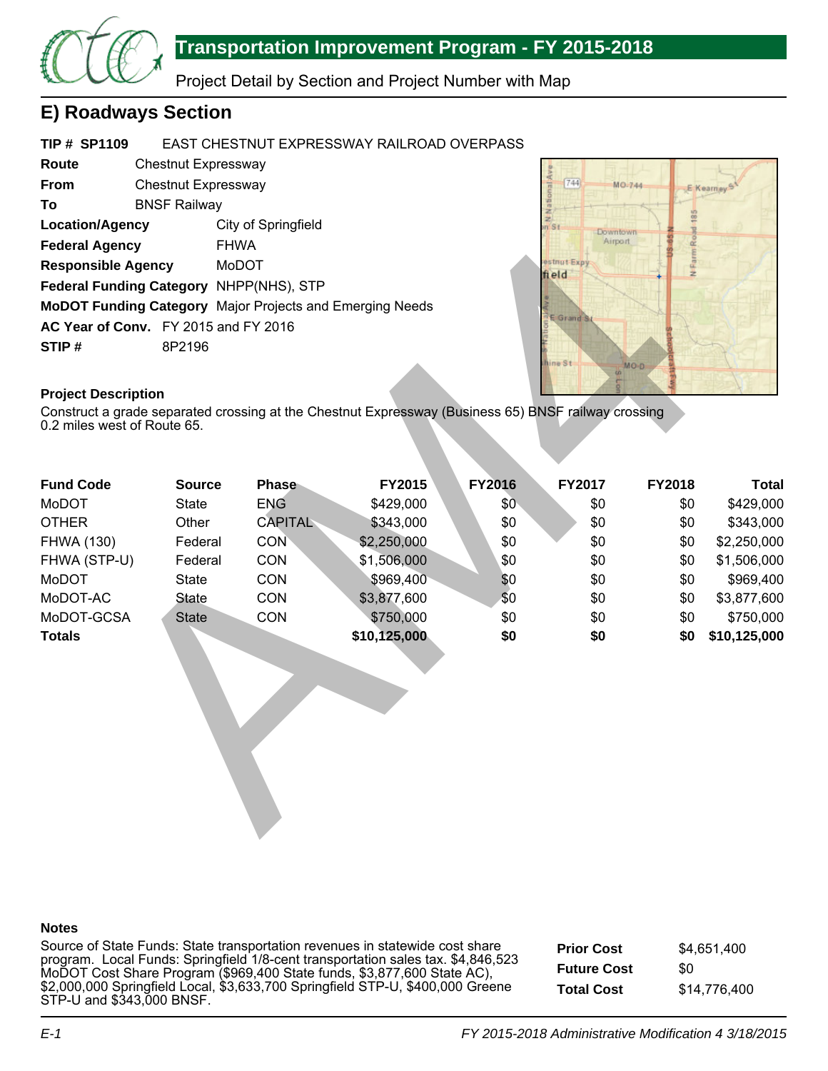## Transportation Improvement Program - FY 2015-2018

Project Detail by Section and Project Number with Map

## E) Roadways Section

**TIP # SP1109** EAST CHESTNUT EXPRESSWAY RAILROAD OVERPASS

**Route** Chestnut Expressway
**From** Chestnut Expressway
**To** BNSF Railway
**Location/Agency** City of Springfield
**Federal Agency** FHWA
**Responsible Agency** MoDOT
**Federal Funding Category** NHPP(NHS), STP
**MoDOT Funding Category** Major Projects and Emerging Needs
**AC Year of Conv.** FY 2015 and FY 2016
**STIP #** 8P2196

**Project Description**

Construct a grade separated crossing at the Chestnut Expressway (Business 65) BNSF railway crossing 0.2 miles west of Route 65.

| Fund Code | Source | Phase | FY2015 | FY2016 | FY2017 | FY2018 | Total |
|---|---|---|---|---|---|---|---|
| MoDOT | State | ENG | $429,000 | $0 | $0 | $0 | $429,000 |
| OTHER | Other | CAPITAL | $343,000 | $0 | $0 | $0 | $343,000 |
| FHWA (130) | Federal | CON | $2,250,000 | $0 | $0 | $0 | $2,250,000 |
| FHWA (STP-U) | Federal | CON | $1,506,000 | $0 | $0 | $0 | $1,506,000 |
| MoDOT | State | CON | $969,400 | $0 | $0 | $0 | $969,400 |
| MoDOT-AC | State | CON | $3,877,600 | $0 | $0 | $0 | $3,877,600 |
| MoDOT-GCSA | State | CON | $750,000 | $0 | $0 | $0 | $750,000 |
| **Totals** | | | **$10,125,000** | **$0** | **$0** | **$0** | **$10,125,000** |

**Notes**

Source of State Funds: State transportation revenues in statewide cost share program. Local Funds: Springfield 1/8-cent transportation sales tax. $4,846,523 MoDOT Cost Share Program ($969,400 State funds, $3,877,600 State AC), $2,000,000 Springfield Local, $3,633,700 Springfield STP-U, $400,000 Greene STP-U and $343,000 BNSF.

| | |
|---|---|
| **Prior Cost** | $4,651,400 |
| **Future Cost** | $0 |
| **Total Cost** | $14,776,400 |

*FY 2015-2018 Administrative Modification 4 3/18/2015*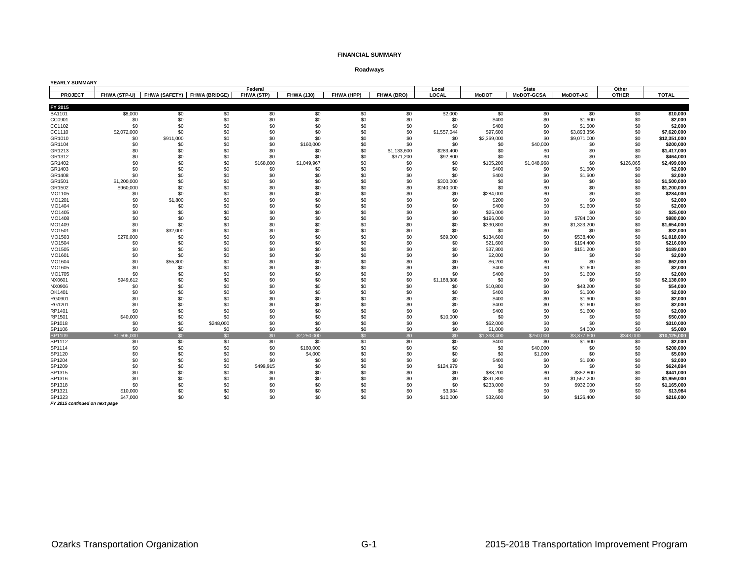**FINANCIAL SUMMARY**

**Roadways**

**YEARLY SUMMARY**

| | Federal | | | | | | | Local | State | | | Other | |
|---|---|---|---|---|---|---|---|---|---|---|---|---|---|
| PROJECT | FHWA (STP-U) | FHWA (SAFETY) | FHWA (BRIDGE) | FHWA (STP) | FHWA (130) | FHWA (HPP) | FHWA (BRO) | LOCAL | MoDOT | MoDOT-GCSA | MoDOT-AC | OTHER | TOTAL |
| **FY 2015** | | | | | | | | | | | | | |
| BA1101 | $8,000 | $0 | $0 | $0 | $0 | $0 | $0 | $2,000 | $0 | $0 | $0 | $0 | **$10,000** |
| CC0901 | $0 | $0 | $0 | $0 | $0 | $0 | $0 | $0 | $400 | $0 | $1,600 | $0 | **$2,000** |
| CC1102 | $0 | $0 | $0 | $0 | $0 | $0 | $0 | $0 | $400 | $0 | $1,600 | $0 | **$2,000** |
| CC1110 | $2,072,000 | $0 | $0 | $0 | $0 | $0 | $0 | $1,557,044 | $97,600 | $0 | $3,893,356 | $0 | **$7,620,000** |
| GR1010 | $0 | $911,000 | $0 | $0 | $0 | $0 | $0 | $0 | $2,369,000 | $0 | $9,071,000 | $0 | **$12,351,000** |
| GR1104 | $0 | $0 | $0 | $0 | $160,000 | $0 | $0 | $0 | $0 | $40,000 | $0 | $0 | **$200,000** |
| GR1213 | $0 | $0 | $0 | $0 | $0 | $0 | $1,133,600 | $283,400 | $0 | $0 | $0 | $0 | **$1,417,000** |
| GR1312 | $0 | $0 | $0 | $0 | $0 | $0 | $371,200 | $92,800 | $0 | $0 | $0 | $0 | **$464,000** |
| GR1402 | $0 | $0 | $0 | $168,800 | $1,049,967 | $0 | $0 | $0 | $105,200 | $1,048,968 | $0 | $126,065 | **$2,499,000** |
| GR1403 | $0 | $0 | $0 | $0 | $0 | $0 | $0 | $0 | $400 | $0 | $1,600 | $0 | **$2,000** |
| GR1408 | $0 | $0 | $0 | $0 | $0 | $0 | $0 | $0 | $400 | $0 | $1,600 | $0 | **$2,000** |
| GR1501 | $1,200,000 | $0 | $0 | $0 | $0 | $0 | $0 | $300,000 | $0 | $0 | $0 | $0 | **$1,500,000** |
| GR1502 | $960,000 | $0 | $0 | $0 | $0 | $0 | $0 | $240,000 | $0 | $0 | $0 | $0 | **$1,200,000** |
| MO1105 | $0 | $0 | $0 | $0 | $0 | $0 | $0 | $0 | $284,000 | $0 | $0 | $0 | **$284,000** |
| MO1201 | $0 | $1,800 | $0 | $0 | $0 | $0 | $0 | $0 | $200 | $0 | $0 | $0 | **$2,000** |
| MO1404 | $0 | $0 | $0 | $0 | $0 | $0 | $0 | $0 | $400 | $0 | $1,600 | $0 | **$2,000** |
| MO1405 | $0 | $0 | $0 | $0 | $0 | $0 | $0 | $0 | $25,000 | $0 | $0 | $0 | **$25,000** |
| MO1408 | $0 | $0 | $0 | $0 | $0 | $0 | $0 | $0 | $196,000 | $0 | $784,000 | $0 | **$980,000** |
| MO1409 | $0 | $0 | $0 | $0 | $0 | $0 | $0 | $0 | $330,800 | $0 | $1,323,200 | $0 | **$1,654,000** |
| MO1501 | $0 | $32,000 | $0 | $0 | $0 | $0 | $0 | $0 | $0 | $0 | $0 | $0 | **$32,000** |
| MO1503 | $276,000 | $0 | $0 | $0 | $0 | $0 | $0 | $69,000 | $134,600 | $0 | $538,400 | $0 | **$1,018,000** |
| MO1504 | $0 | $0 | $0 | $0 | $0 | $0 | $0 | $0 | $21,600 | $0 | $194,400 | $0 | **$216,000** |
| MO1505 | $0 | $0 | $0 | $0 | $0 | $0 | $0 | $0 | $37,800 | $0 | $151,200 | $0 | **$189,000** |
| MO1601 | $0 | $0 | $0 | $0 | $0 | $0 | $0 | $0 | $2,000 | $0 | $0 | $0 | **$2,000** |
| MO1604 | $0 | $55,800 | $0 | $0 | $0 | $0 | $0 | $0 | $6,200 | $0 | $0 | $0 | **$62,000** |
| MO1605 | $0 | $0 | $0 | $0 | $0 | $0 | $0 | $0 | $400 | $0 | $1,600 | $0 | **$2,000** |
| MO1705 | $0 | $0 | $0 | $0 | $0 | $0 | $0 | $0 | $400 | $0 | $1,600 | $0 | **$2,000** |
| NX0601 | $949,612 | $0 | $0 | $0 | $0 | $0 | $0 | $1,188,388 | $0 | $0 | $0 | $0 | **$2,138,000** |
| NX0906 | $0 | $0 | $0 | $0 | $0 | $0 | $0 | $0 | $10,800 | $0 | $43,200 | $0 | **$54,000** |
| OK1401 | $0 | $0 | $0 | $0 | $0 | $0 | $0 | $0 | $400 | $0 | $1,600 | $0 | **$2,000** |
| RG0901 | $0 | $0 | $0 | $0 | $0 | $0 | $0 | $0 | $400 | $0 | $1,600 | $0 | **$2,000** |
| RG1201 | $0 | $0 | $0 | $0 | $0 | $0 | $0 | $0 | $400 | $0 | $1,600 | $0 | **$2,000** |
| RP1401 | $0 | $0 | $0 | $0 | $0 | $0 | $0 | $0 | $400 | $0 | $1,600 | $0 | **$2,000** |
| RP1501 | $40,000 | $0 | $0 | $0 | $0 | $0 | $0 | $10,000 | $0 | $0 | $0 | $0 | **$50,000** |
| SP1018 | $0 | $0 | $248,000 | $0 | $0 | $0 | $0 | $0 | $62,000 | $0 | $0 | $0 | **$310,000** |
| SP1106 | $0 | $0 | $0 | $0 | $0 | $0 | $0 | $0 | $1,000 | $0 | $4,000 | $0 | **$5,000** |
| SP1109 | $1,506,000 | $0 | $0 | $0 | $2,250,000 | $0 | $0 | $0 | $1,398,400 | $750,000 | $3,877,600 | $343,000 | **$10,125,000** |
| SP1112 | $0 | $0 | $0 | $0 | $0 | $0 | $0 | $0 | $400 | $0 | $1,600 | $0 | **$2,000** |
| SP1114 | $0 | $0 | $0 | $0 | $160,000 | $0 | $0 | $0 | $0 | $40,000 | $0 | $0 | **$200,000** |
| SP1120 | $0 | $0 | $0 | $0 | $4,000 | $0 | $0 | $0 | $0 | $1,000 | $0 | $0 | **$5,000** |
| SP1204 | $0 | $0 | $0 | $0 | $0 | $0 | $0 | $0 | $400 | $0 | $1,600 | $0 | **$2,000** |
| SP1209 | $0 | $0 | $0 | $499,915 | $0 | $0 | $0 | $124,979 | $0 | $0 | $0 | $0 | **$624,894** |
| SP1315 | $0 | $0 | $0 | $0 | $0 | $0 | $0 | $0 | $88,200 | $0 | $352,800 | $0 | **$441,000** |
| SP1316 | $0 | $0 | $0 | $0 | $0 | $0 | $0 | $0 | $391,800 | $0 | $1,567,200 | $0 | **$1,959,000** |
| SP1318 | $0 | $0 | $0 | $0 | $0 | $0 | $0 | $0 | $233,000 | $0 | $932,000 | $0 | **$1,165,000** |
| SP1321 | $10,000 | $0 | $0 | $0 | $0 | $0 | $0 | $3,984 | $0 | $0 | $0 | $0 | **$13,984** |
| SP1323 | $47,000 | $0 | $0 | $0 | $0 | $0 | $0 | $10,000 | $32,600 | $0 | $126,400 | $0 | **$216,000** |

***FY 2015 continued on next page***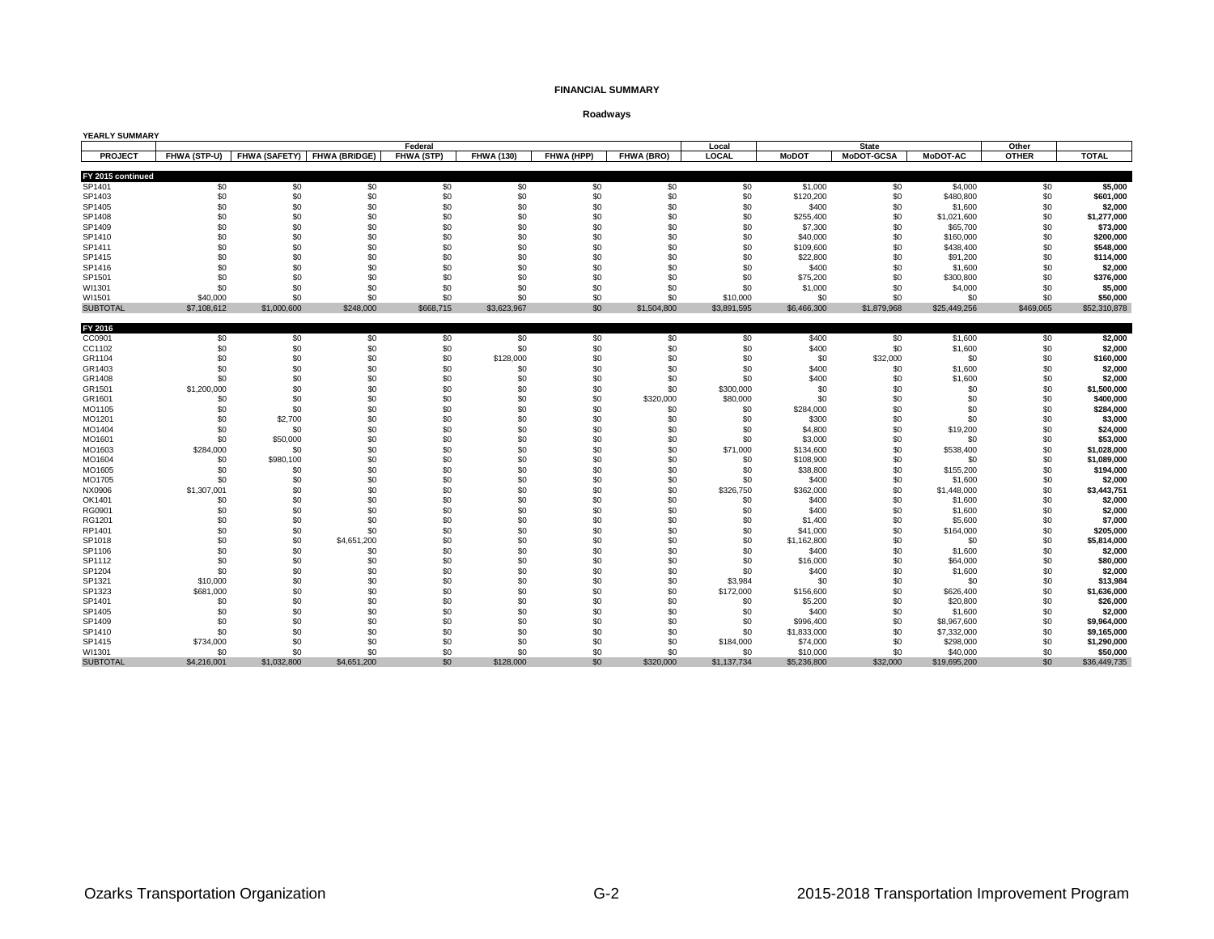**FINANCIAL SUMMARY**

**Roadways**

**YEARLY SUMMARY**

| | Federal | | | | | | | Local | State | | | Other | |
|---|---|---|---|---|---|---|---|---|---|---|---|---|---|
| **PROJECT** | **FHWA (STP-U)** | **FHWA (SAFETY)** | **FHWA (BRIDGE)** | **FHWA (STP)** | **FHWA (130)** | **FHWA (HPP)** | **FHWA (BRO)** | **LOCAL** | **MoDOT** | **MoDOT-GCSA** | **MoDOT-AC** | **OTHER** | **TOTAL** |
| **FY 2015 continued** | | | | | | | | | | | | | |
| SP1401 | $0 | $0 | $0 | $0 | $0 | $0 | $0 | $0 | $1,000 | $0 | $4,000 | $0 | **$5,000** |
| SP1403 | $0 | $0 | $0 | $0 | $0 | $0 | $0 | $0 | $120,200 | $0 | $480,800 | $0 | **$601,000** |
| SP1405 | $0 | $0 | $0 | $0 | $0 | $0 | $0 | $0 | $400 | $0 | $1,600 | $0 | **$2,000** |
| SP1408 | $0 | $0 | $0 | $0 | $0 | $0 | $0 | $0 | $255,400 | $0 | $1,021,600 | $0 | **$1,277,000** |
| SP1409 | $0 | $0 | $0 | $0 | $0 | $0 | $0 | $0 | $7,300 | $0 | $65,700 | $0 | **$73,000** |
| SP1410 | $0 | $0 | $0 | $0 | $0 | $0 | $0 | $0 | $40,000 | $0 | $160,000 | $0 | **$200,000** |
| SP1411 | $0 | $0 | $0 | $0 | $0 | $0 | $0 | $0 | $109,600 | $0 | $438,400 | $0 | **$548,000** |
| SP1415 | $0 | $0 | $0 | $0 | $0 | $0 | $0 | $0 | $22,800 | $0 | $91,200 | $0 | **$114,000** |
| SP1416 | $0 | $0 | $0 | $0 | $0 | $0 | $0 | $0 | $400 | $0 | $1,600 | $0 | **$2,000** |
| SP1501 | $0 | $0 | $0 | $0 | $0 | $0 | $0 | $0 | $75,200 | $0 | $300,800 | $0 | **$376,000** |
| WI1301 | $0 | $0 | $0 | $0 | $0 | $0 | $0 | $0 | $1,000 | $0 | $4,000 | $0 | **$5,000** |
| WI1501 | $40,000 | $0 | $0 | $0 | $0 | $0 | $0 | $10,000 | $0 | $0 | $0 | $0 | **$50,000** |
| SUBTOTAL | $7,108,612 | $1,000,600 | $248,000 | $668,715 | $3,623,967 | $0 | $1,504,800 | $3,891,595 | $6,466,300 | $1,879,968 | $25,449,256 | $469,065 | $52,310,878 |
| **FY 2016** | | | | | | | | | | | | | |
| CC0901 | $0 | $0 | $0 | $0 | $0 | $0 | $0 | $0 | $400 | $0 | $1,600 | $0 | **$2,000** |
| CC1102 | $0 | $0 | $0 | $0 | $0 | $0 | $0 | $0 | $400 | $0 | $1,600 | $0 | **$2,000** |
| GR1104 | $0 | $0 | $0 | $0 | $128,000 | $0 | $0 | $0 | $0 | $32,000 | $0 | $0 | **$160,000** |
| GR1403 | $0 | $0 | $0 | $0 | $0 | $0 | $0 | $0 | $400 | $0 | $1,600 | $0 | **$2,000** |
| GR1408 | $0 | $0 | $0 | $0 | $0 | $0 | $0 | $0 | $400 | $0 | $1,600 | $0 | **$2,000** |
| GR1501 | $1,200,000 | $0 | $0 | $0 | $0 | $0 | $0 | $300,000 | $0 | $0 | $0 | $0 | **$1,500,000** |
| GR1601 | $0 | $0 | $0 | $0 | $0 | $0 | $320,000 | $80,000 | $0 | $0 | $0 | $0 | **$400,000** |
| MO1105 | $0 | $0 | $0 | $0 | $0 | $0 | $0 | $0 | $284,000 | $0 | $0 | $0 | **$284,000** |
| MO1201 | $0 | $2,700 | $0 | $0 | $0 | $0 | $0 | $0 | $300 | $0 | $0 | $0 | **$3,000** |
| MO1404 | $0 | $0 | $0 | $0 | $0 | $0 | $0 | $0 | $4,800 | $0 | $19,200 | $0 | **$24,000** |
| MO1601 | $0 | $50,000 | $0 | $0 | $0 | $0 | $0 | $0 | $3,000 | $0 | $0 | $0 | **$53,000** |
| MO1603 | $284,000 | $0 | $0 | $0 | $0 | $0 | $0 | $71,000 | $134,600 | $0 | $538,400 | $0 | **$1,028,000** |
| MO1604 | $0 | $980,100 | $0 | $0 | $0 | $0 | $0 | $0 | $108,900 | $0 | $0 | $0 | **$1,089,000** |
| MO1605 | $0 | $0 | $0 | $0 | $0 | $0 | $0 | $0 | $38,800 | $0 | $155,200 | $0 | **$194,000** |
| MO1705 | $0 | $0 | $0 | $0 | $0 | $0 | $0 | $0 | $400 | $0 | $1,600 | $0 | **$2,000** |
| NX0906 | $1,307,001 | $0 | $0 | $0 | $0 | $0 | $0 | $326,750 | $362,000 | $0 | $1,448,000 | $0 | **$3,443,751** |
| OK1401 | $0 | $0 | $0 | $0 | $0 | $0 | $0 | $0 | $400 | $0 | $1,600 | $0 | **$2,000** |
| RG0901 | $0 | $0 | $0 | $0 | $0 | $0 | $0 | $0 | $400 | $0 | $1,600 | $0 | **$2,000** |
| RG1201 | $0 | $0 | $0 | $0 | $0 | $0 | $0 | $0 | $1,400 | $0 | $5,600 | $0 | **$7,000** |
| RP1401 | $0 | $0 | $0 | $0 | $0 | $0 | $0 | $0 | $41,000 | $0 | $164,000 | $0 | **$205,000** |
| SP1018 | $0 | $0 | $4,651,200 | $0 | $0 | $0 | $0 | $0 | $1,162,800 | $0 | $0 | $0 | **$5,814,000** |
| SP1106 | $0 | $0 | $0 | $0 | $0 | $0 | $0 | $0 | $400 | $0 | $1,600 | $0 | **$2,000** |
| SP1112 | $0 | $0 | $0 | $0 | $0 | $0 | $0 | $0 | $16,000 | $0 | $64,000 | $0 | **$80,000** |
| SP1204 | $0 | $0 | $0 | $0 | $0 | $0 | $0 | $0 | $400 | $0 | $1,600 | $0 | **$2,000** |
| SP1321 | $10,000 | $0 | $0 | $0 | $0 | $0 | $0 | $3,984 | $0 | $0 | $0 | $0 | **$13,984** |
| SP1323 | $681,000 | $0 | $0 | $0 | $0 | $0 | $0 | $172,000 | $156,600 | $0 | $626,400 | $0 | **$1,636,000** |
| SP1401 | $0 | $0 | $0 | $0 | $0 | $0 | $0 | $0 | $5,200 | $0 | $20,800 | $0 | **$26,000** |
| SP1405 | $0 | $0 | $0 | $0 | $0 | $0 | $0 | $0 | $400 | $0 | $1,600 | $0 | **$2,000** |
| SP1409 | $0 | $0 | $0 | $0 | $0 | $0 | $0 | $0 | $996,400 | $0 | $8,967,600 | $0 | **$9,964,000** |
| SP1410 | $0 | $0 | $0 | $0 | $0 | $0 | $0 | $0 | $1,833,000 | $0 | $7,332,000 | $0 | **$9,165,000** |
| SP1415 | $734,000 | $0 | $0 | $0 | $0 | $0 | $0 | $184,000 | $74,000 | $0 | $298,000 | $0 | **$1,290,000** |
| WI1301 | $0 | $0 | $0 | $0 | $0 | $0 | $0 | $0 | $10,000 | $0 | $40,000 | $0 | **$50,000** |
| SUBTOTAL | $4,216,001 | $1,032,800 | $4,651,200 | $0 | $128,000 | $0 | $320,000 | $1,137,734 | $5,236,800 | $32,000 | $19,695,200 | $0 | $36,449,735 |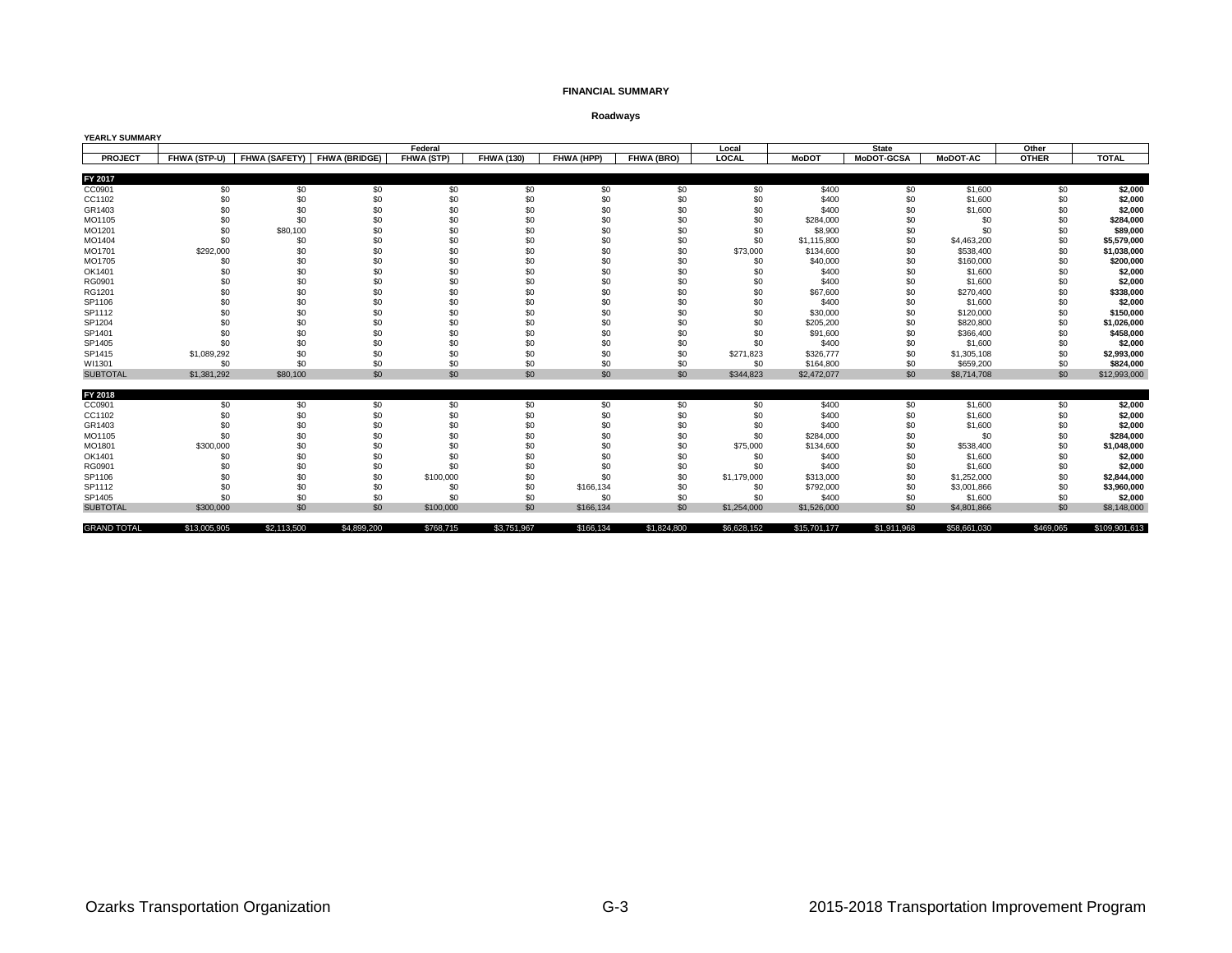**FINANCIAL SUMMARY**

**Roadways**

**YEARLY SUMMARY**

| | Federal | | | | | | | Local | State | | | Other | |
|---|---|---|---|---|---|---|---|---|---|---|---|---|---|
| **PROJECT** | **FHWA (STP-U)** | **FHWA (SAFETY)** | **FHWA (BRIDGE)** | **FHWA (STP)** | **FHWA (130)** | **FHWA (HPP)** | **FHWA (BRO)** | **LOCAL** | **MoDOT** | **MoDOT-GCSA** | **MoDOT-AC** | **OTHER** | **TOTAL** |
| **FY 2017** | | | | | | | | | | | | | |
| CC0901 | $0 | $0 | $0 | $0 | $0 | $0 | $0 | $0 | $400 | $0 | $1,600 | $0 | **$2,000** |
| CC1102 | $0 | $0 | $0 | $0 | $0 | $0 | $0 | $0 | $400 | $0 | $1,600 | $0 | **$2,000** |
| GR1403 | $0 | $0 | $0 | $0 | $0 | $0 | $0 | $0 | $400 | $0 | $1,600 | $0 | **$2,000** |
| MO1105 | $0 | $0 | $0 | $0 | $0 | $0 | $0 | $0 | $284,000 | $0 | $0 | $0 | **$284,000** |
| MO1201 | $0 | $80,100 | $0 | $0 | $0 | $0 | $0 | $0 | $8,900 | $0 | $0 | $0 | **$89,000** |
| MO1404 | $0 | $0 | $0 | $0 | $0 | $0 | $0 | $0 | $1,115,800 | $0 | $4,463,200 | $0 | **$5,579,000** |
| MO1701 | $292,000 | $0 | $0 | $0 | $0 | $0 | $0 | $73,000 | $134,600 | $0 | $538,400 | $0 | **$1,038,000** |
| MO1705 | $0 | $0 | $0 | $0 | $0 | $0 | $0 | $0 | $40,000 | $0 | $160,000 | $0 | **$200,000** |
| OK1401 | $0 | $0 | $0 | $0 | $0 | $0 | $0 | $0 | $400 | $0 | $1,600 | $0 | **$2,000** |
| RG0901 | $0 | $0 | $0 | $0 | $0 | $0 | $0 | $0 | $400 | $0 | $1,600 | $0 | **$2,000** |
| RG1201 | $0 | $0 | $0 | $0 | $0 | $0 | $0 | $0 | $67,600 | $0 | $270,400 | $0 | **$338,000** |
| SP1106 | $0 | $0 | $0 | $0 | $0 | $0 | $0 | $0 | $400 | $0 | $1,600 | $0 | **$2,000** |
| SP1112 | $0 | $0 | $0 | $0 | $0 | $0 | $0 | $0 | $30,000 | $0 | $120,000 | $0 | **$150,000** |
| SP1204 | $0 | $0 | $0 | $0 | $0 | $0 | $0 | $0 | $205,200 | $0 | $820,800 | $0 | **$1,026,000** |
| SP1401 | $0 | $0 | $0 | $0 | $0 | $0 | $0 | $0 | $91,600 | $0 | $366,400 | $0 | **$458,000** |
| SP1405 | $0 | $0 | $0 | $0 | $0 | $0 | $0 | $0 | $400 | $0 | $1,600 | $0 | **$2,000** |
| SP1415 | $1,089,292 | $0 | $0 | $0 | $0 | $0 | $0 | $271,823 | $326,777 | $0 | $1,305,108 | $0 | **$2,993,000** |
| WI1301 | $0 | $0 | $0 | $0 | $0 | $0 | $0 | $0 | $164,800 | $0 | $659,200 | $0 | **$824,000** |
| SUBTOTAL | $1,381,292 | $80,100 | $0 | $0 | $0 | $0 | $0 | $344,823 | $2,472,077 | $0 | $8,714,708 | $0 | $12,993,000 |
| **FY 2018** | | | | | | | | | | | | | |
| CC0901 | $0 | $0 | $0 | $0 | $0 | $0 | $0 | $0 | $400 | $0 | $1,600 | $0 | **$2,000** |
| CC1102 | $0 | $0 | $0 | $0 | $0 | $0 | $0 | $0 | $400 | $0 | $1,600 | $0 | **$2,000** |
| GR1403 | $0 | $0 | $0 | $0 | $0 | $0 | $0 | $0 | $400 | $0 | $1,600 | $0 | **$2,000** |
| MO1105 | $0 | $0 | $0 | $0 | $0 | $0 | $0 | $0 | $284,000 | $0 | $0 | $0 | **$284,000** |
| MO1801 | $300,000 | $0 | $0 | $0 | $0 | $0 | $0 | $75,000 | $134,600 | $0 | $538,400 | $0 | **$1,048,000** |
| OK1401 | $0 | $0 | $0 | $0 | $0 | $0 | $0 | $0 | $400 | $0 | $1,600 | $0 | **$2,000** |
| RG0901 | $0 | $0 | $0 | $0 | $0 | $0 | $0 | $0 | $400 | $0 | $1,600 | $0 | **$2,000** |
| SP1106 | $0 | $0 | $0 | $100,000 | $0 | $0 | $0 | $1,179,000 | $313,000 | $0 | $1,252,000 | $0 | **$2,844,000** |
| SP1112 | $0 | $0 | $0 | $0 | $0 | $166,134 | $0 | $0 | $792,000 | $0 | $3,001,866 | $0 | **$3,960,000** |
| SP1405 | $0 | $0 | $0 | $0 | $0 | $0 | $0 | $0 | $400 | $0 | $1,600 | $0 | **$2,000** |
| SUBTOTAL | $300,000 | $0 | $0 | $100,000 | $0 | $166,134 | $0 | $1,254,000 | $1,526,000 | $0 | $4,801,866 | $0 | $8,148,000 |
| GRAND TOTAL | $13,005,905 | $2,113,500 | $4,899,200 | $768,715 | $3,751,967 | $166,134 | $1,824,800 | $6,628,152 | $15,701,177 | $1,911,968 | $58,661,030 | $469,065 | $109,901,613 |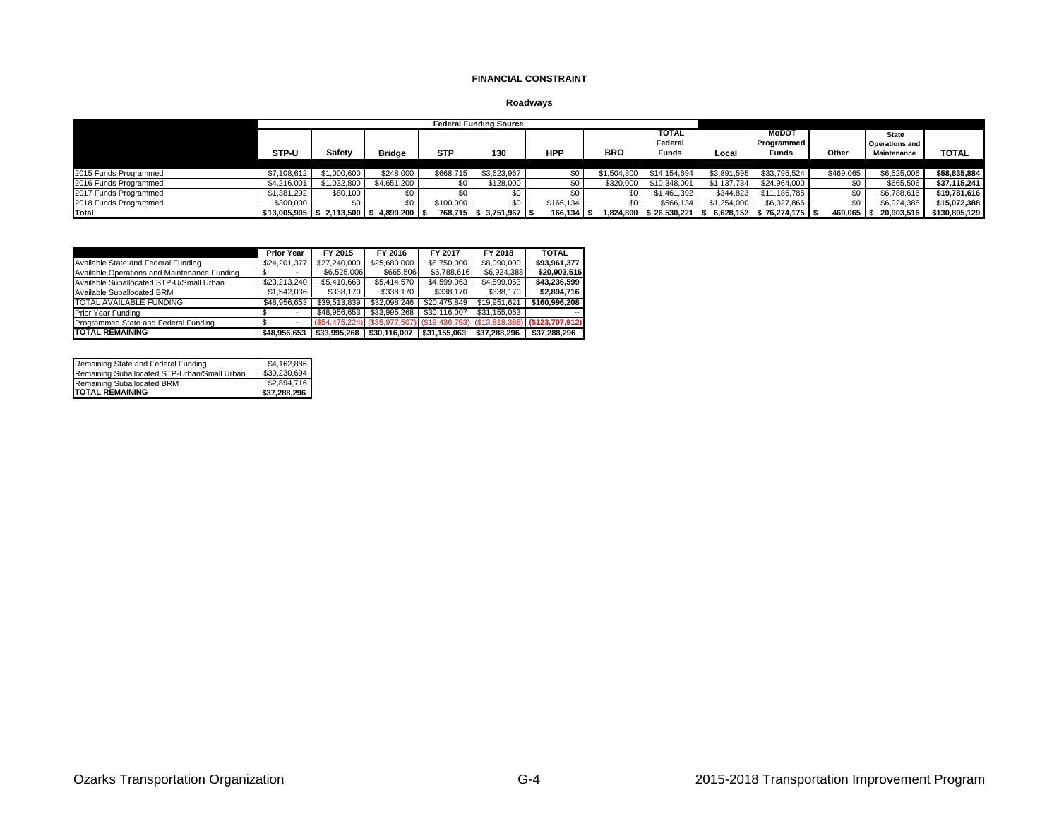**FINANCIAL CONSTRAINT**

**Roadways**

| | Federal Funding Source | | | | | | | | | | | | |
|---|---|---|---|---|---|---|---|---|---|---|---|---|---|
| | STP-U | Safety | Bridge | STP | 130 | HPP | BRO | TOTAL Federal Funds | Local | MoDOT Programmed Funds | Other | State Operations and Maintenance | TOTAL |
| 2015 Funds Programmed | $7,108,612 | $1,000,600 | $248,000 | $668,715 | $3,623,967 | $0 | $1,504,800 | $14,154,694 | $3,891,595 | $33,795,524 | $469,065 | $6,525,006 | $58,835,884 |
| 2016 Funds Programmed | $4,216,001 | $1,032,800 | $4,651,200 | $0 | $128,000 | $0 | $320,000 | $10,348,001 | $1,137,734 | $24,964,000 | $0 | $665,506 | $37,115,241 |
| 2017 Funds Programmed | $1,381,292 | $80,100 | $0 | $0 | $0 | $0 | $0 | $1,461,392 | $344,823 | $11,186,785 | $0 | $6,788,616 | $19,781,616 |
| 2018 Funds Programmed | $300,000 | $0 | $0 | $100,000 | $0 | $166,134 | $0 | $566,134 | $1,254,000 | $6,327,866 | $0 | $6,924,388 | $15,072,388 |
| **Total** | **$13,005,905** | **$ 2,113,500** | **$ 4,899,200** | **$ 768,715** | **$ 3,751,967** | **$ 166,134** | **$ 1,824,800** | **$ 26,530,221** | **$ 6,628,152** | **$ 76,274,175** | **$ 469,065** | **$ 20,903,516** | **$130,805,129** |

| | Prior Year | FY 2015 | FY 2016 | FY 2017 | FY 2018 | TOTAL |
|---|---|---|---|---|---|---|
| Available State and Federal Funding | $24,201,377 | $27,240,000 | $25,680,000 | $8,750,000 | $8,090,000 | **$93,961,377** |
| Available Operations and Maintenance Funding | $ - | $6,525,006 | $665,506 | $6,788,616 | $6,924,388 | **$20,903,516** |
| Available Suballocated STP-U/Small Urban | $23,213,240 | $5,410,663 | $5,414,570 | $4,599,063 | $4,599,063 | **$43,236,599** |
| Available Suballocated BRM | $1,542,036 | $338,170 | $338,170 | $338,170 | $338,170 | **$2,894,716** |
| TOTAL AVAILABLE FUNDING | $48,956,653 | $39,513,839 | $32,098,246 | $20,475,849 | $19,951,621 | **$160,996,208** |
| Prior Year Funding | $ - | $48,956,653 | $33,995,268 | $30,116,007 | $31,155,063 | -- |
| Programmed State and Federal Funding | $ - | ($54,475,224) | ($35,977,507) | ($19,436,793) | ($13,818,388) | **($123,707,912)** |
| **TOTAL REMAINING** | **$48,956,653** | **$33,995,268** | **$30,116,007** | **$31,155,063** | **$37,288,296** | **$37,288,296** |

| | |
|---|---|
| Remaining State and Federal Funding | $4,162,886 |
| Remaining Suballocated STP-Urban/Small Urban | $30,230,694 |
| Remaining Suballocated BRM | $2,894,716 |
| **TOTAL REMAINING** | **$37,288,296** |